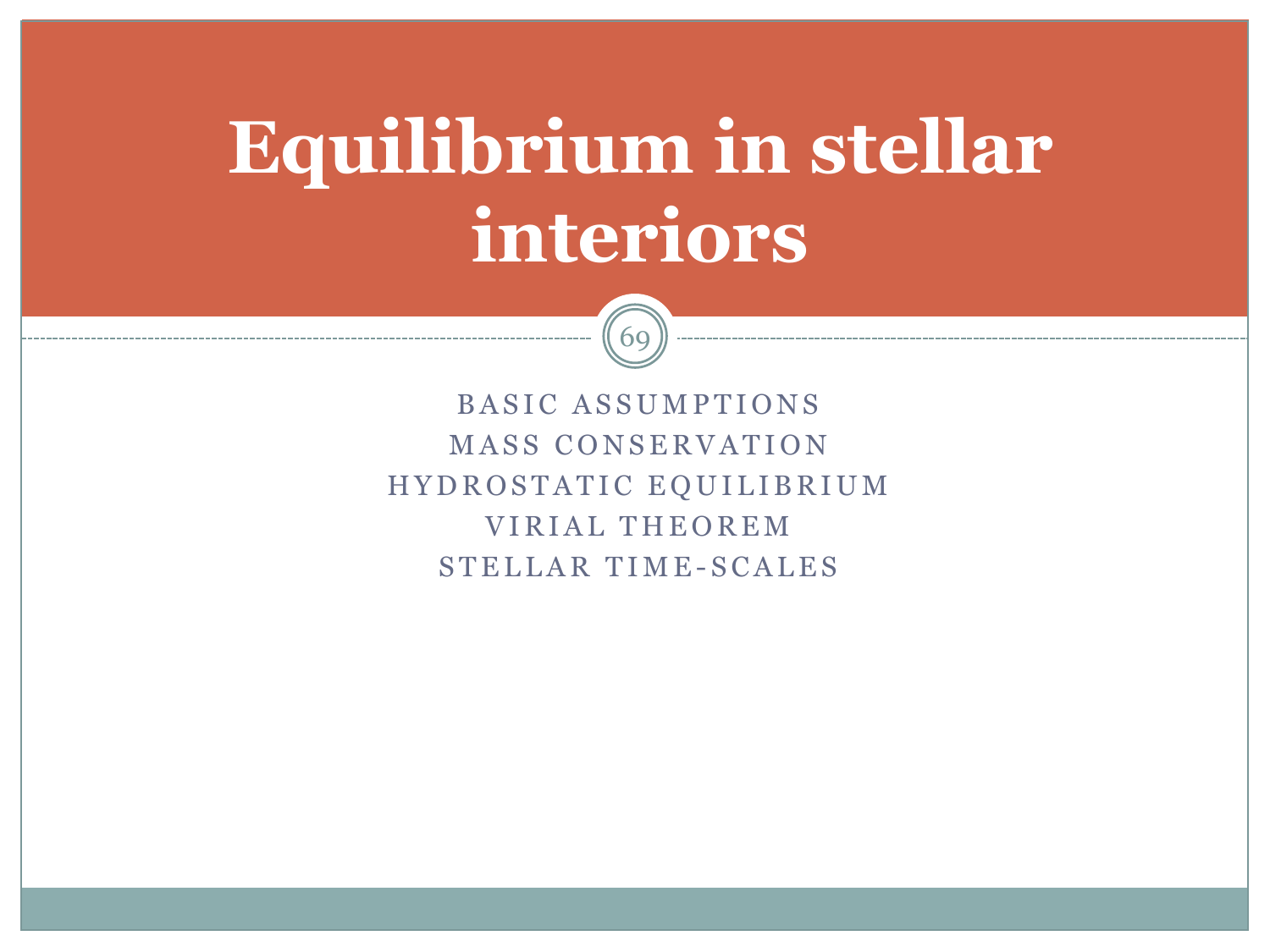# Equilibrium in stellar interiors

BASIC ASSUMPTIONS
MASS CONSERVATION
HYDROSTATIC EQUILIBRIUM
VIRIAL THEOREM
STELLAR TIME-SCALES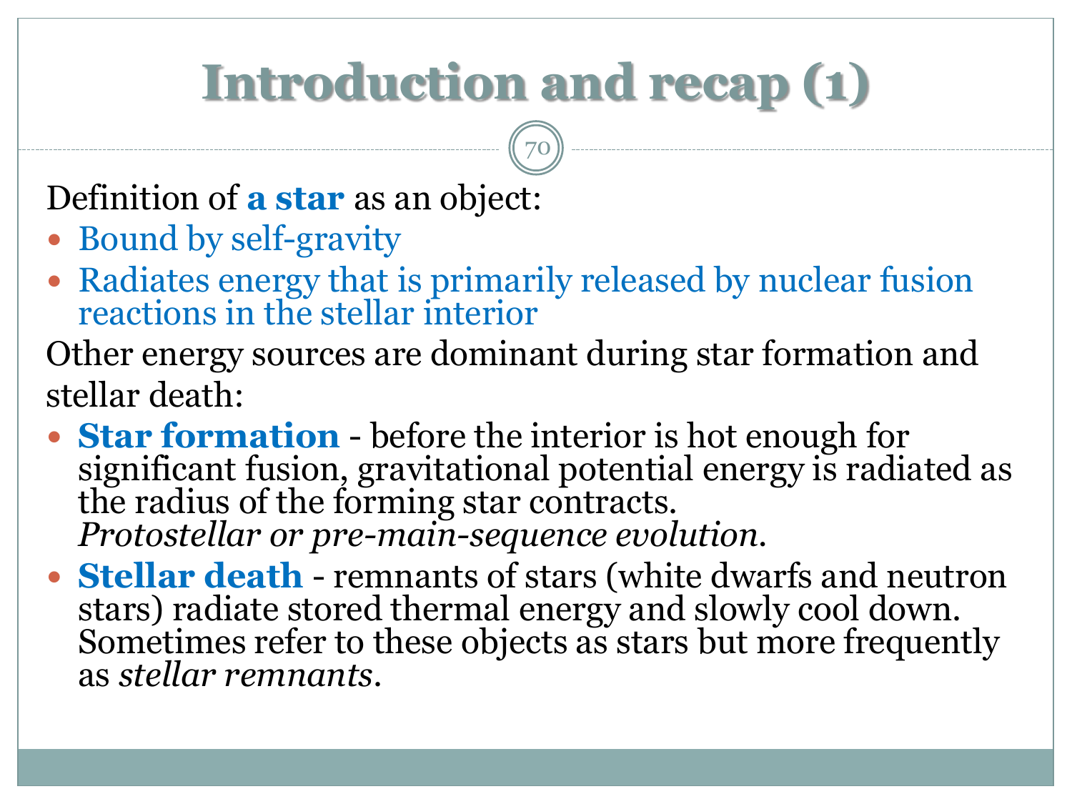# Introduction and recap (1)

Definition of **a star** as an object:

- Bound by self-gravity
- Radiates energy that is primarily released by nuclear fusion reactions in the stellar interior

Other energy sources are dominant during star formation and stellar death:

- **Star formation** - before the interior is hot enough for significant fusion, gravitational potential energy is radiated as the radius of the forming star contracts.
  *Protostellar or pre-main-sequence evolution.*
- **Stellar death** - remnants of stars (white dwarfs and neutron stars) radiate stored thermal energy and slowly cool down. Sometimes refer to these objects as stars but more frequently as *stellar remnants*.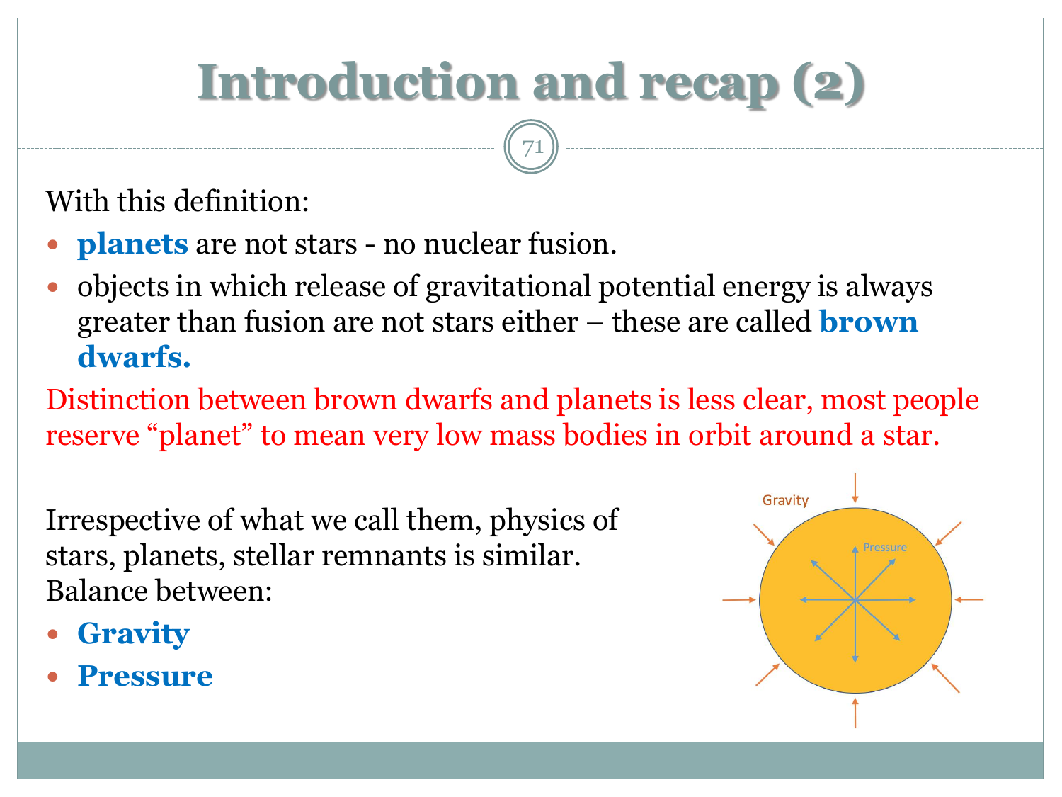# Introduction and recap (2)

With this definition:

- **planets** are not stars - no nuclear fusion.
- objects in which release of gravitational potential energy is always greater than fusion are not stars either – these are called **brown dwarfs.**

Distinction between brown dwarfs and planets is less clear, most people reserve "planet" to mean very low mass bodies in orbit around a star.

Irrespective of what we call them, physics of stars, planets, stellar remnants is similar. Balance between:

- **Gravity**
- **Pressure**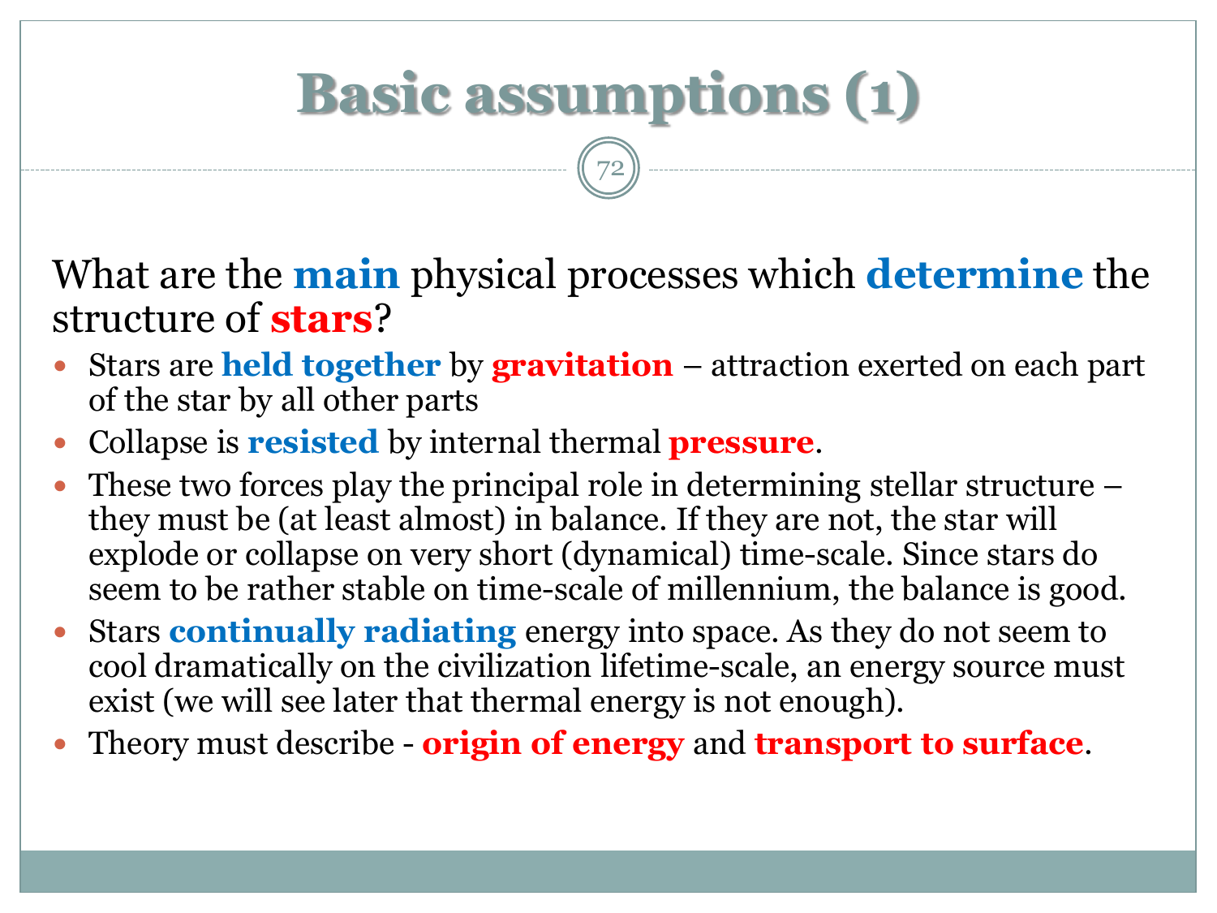# Basic assumptions (1)

What are the **main** physical processes which **determine** the structure of **stars**?

- Stars are **held together** by **gravitation** – attraction exerted on each part of the star by all other parts
- Collapse is **resisted** by internal thermal **pressure**.
- These two forces play the principal role in determining stellar structure – they must be (at least almost) in balance. If they are not, the star will explode or collapse on very short (dynamical) time-scale. Since stars do seem to be rather stable on time-scale of millennium, the balance is good.
- Stars **continually radiating** energy into space. As they do not seem to cool dramatically on the civilization lifetime-scale, an energy source must exist (we will see later that thermal energy is not enough).
- Theory must describe - **origin of energy** and **transport to surface**.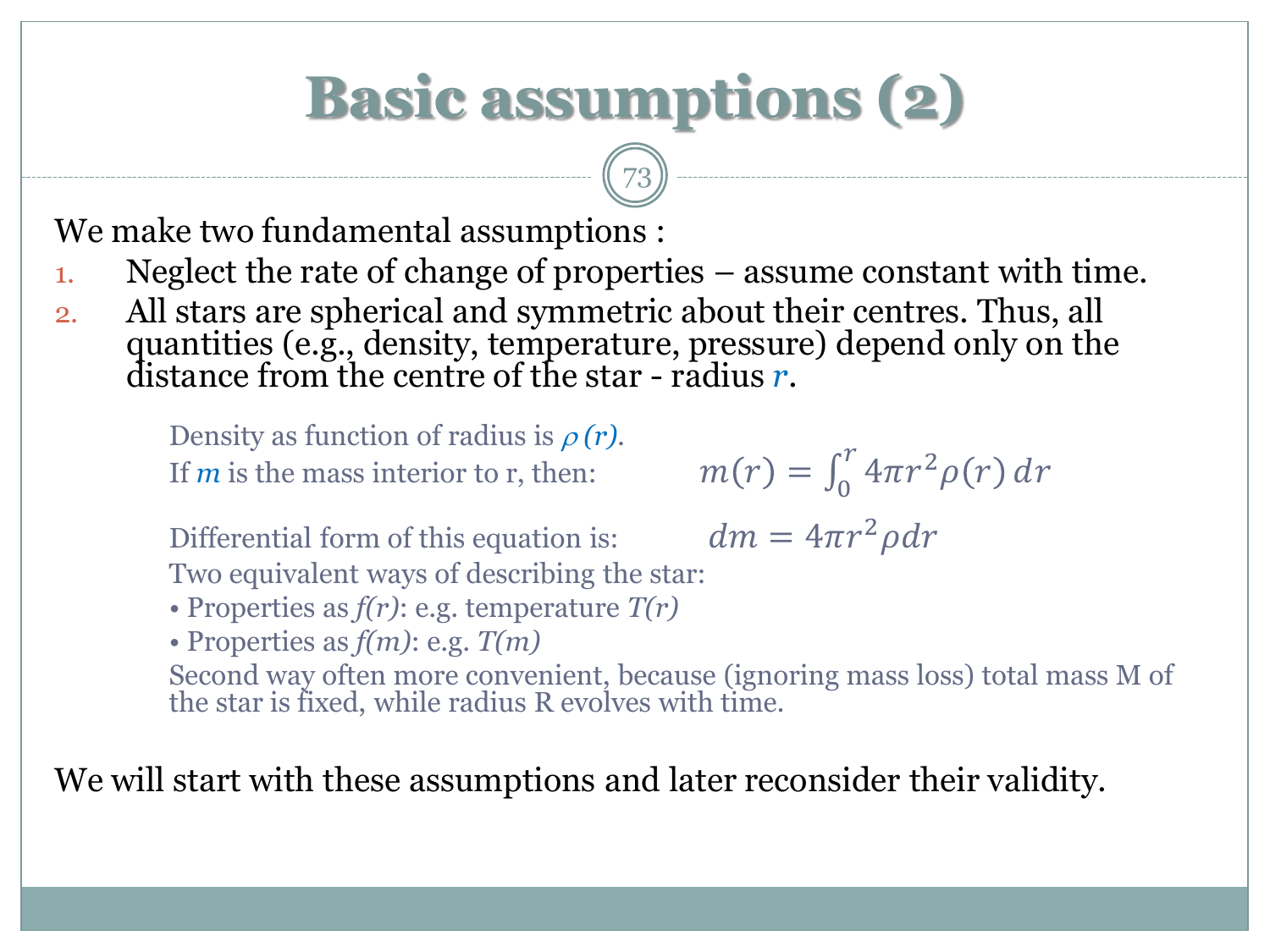# Basic assumptions (2)

We make two fundamental assumptions :

1. Neglect the rate of change of properties – assume constant with time.
2. All stars are spherical and symmetric about their centres. Thus, all quantities (e.g., density, temperature, pressure) depend only on the distance from the centre of the star - radius $r$.

Density as function of radius is $\rho(r)$.

If $m$ is the mass interior to r, then:

$$m(r) = \int_0^r 4\pi r^2 \rho(r)\, dr$$

Differential form of this equation is:

$$dm = 4\pi r^2 \rho dr$$

Two equivalent ways of describing the star:

- Properties as *f(r)*: e.g. temperature *T(r)*
- Properties as *f(m)*: e.g. *T(m)*

Second way often more convenient, because (ignoring mass loss) total mass M of the star is fixed, while radius R evolves with time.

We will start with these assumptions and later reconsider their validity.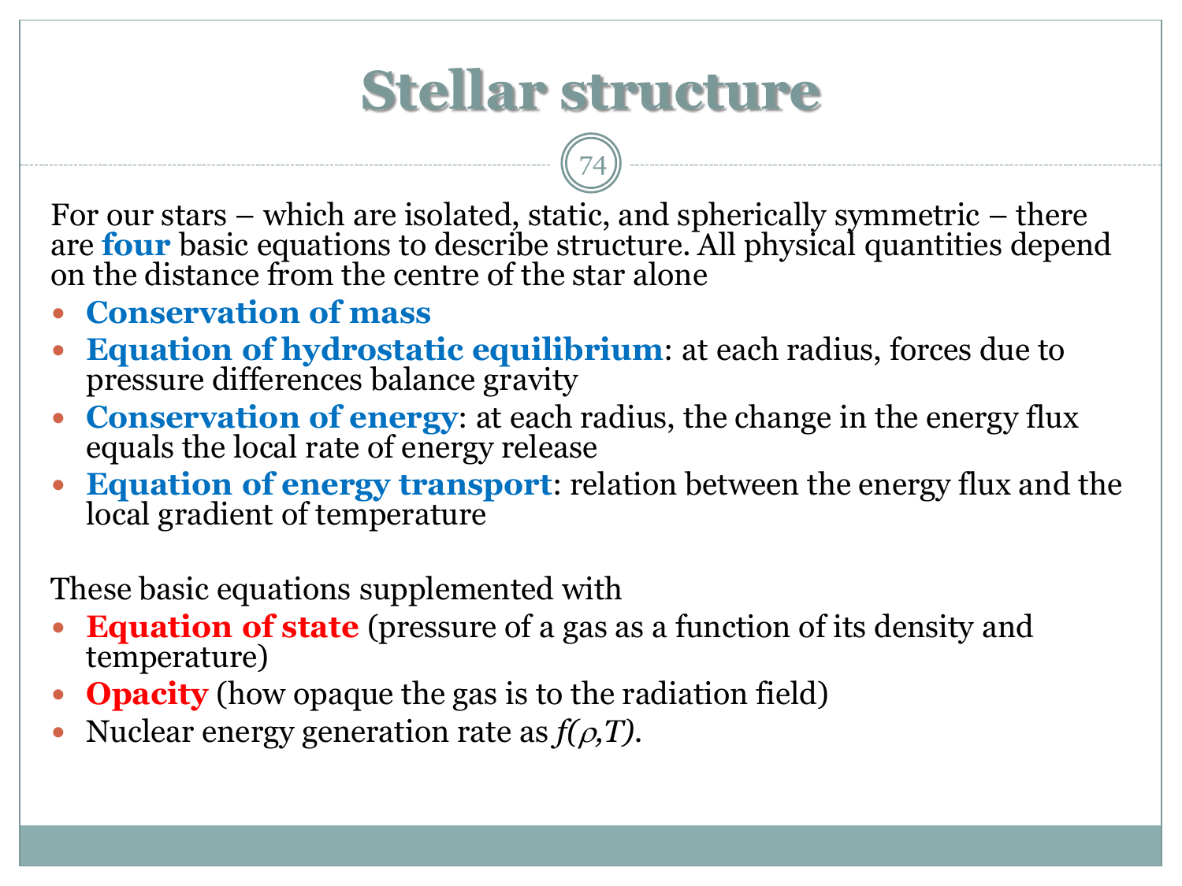# Stellar structure

For our stars – which are isolated, static, and spherically symmetric – there are **four** basic equations to describe structure. All physical quantities depend on the distance from the centre of the star alone

- **Conservation of mass**
- **Equation of hydrostatic equilibrium**: at each radius, forces due to pressure differences balance gravity
- **Conservation of energy**: at each radius, the change in the energy flux equals the local rate of energy release
- **Equation of energy transport**: relation between the energy flux and the local gradient of temperature

These basic equations supplemented with

- **Equation of state** (pressure of a gas as a function of its density and temperature)
- **Opacity** (how opaque the gas is to the radiation field)
- Nuclear energy generation rate as $f(\rho,T)$.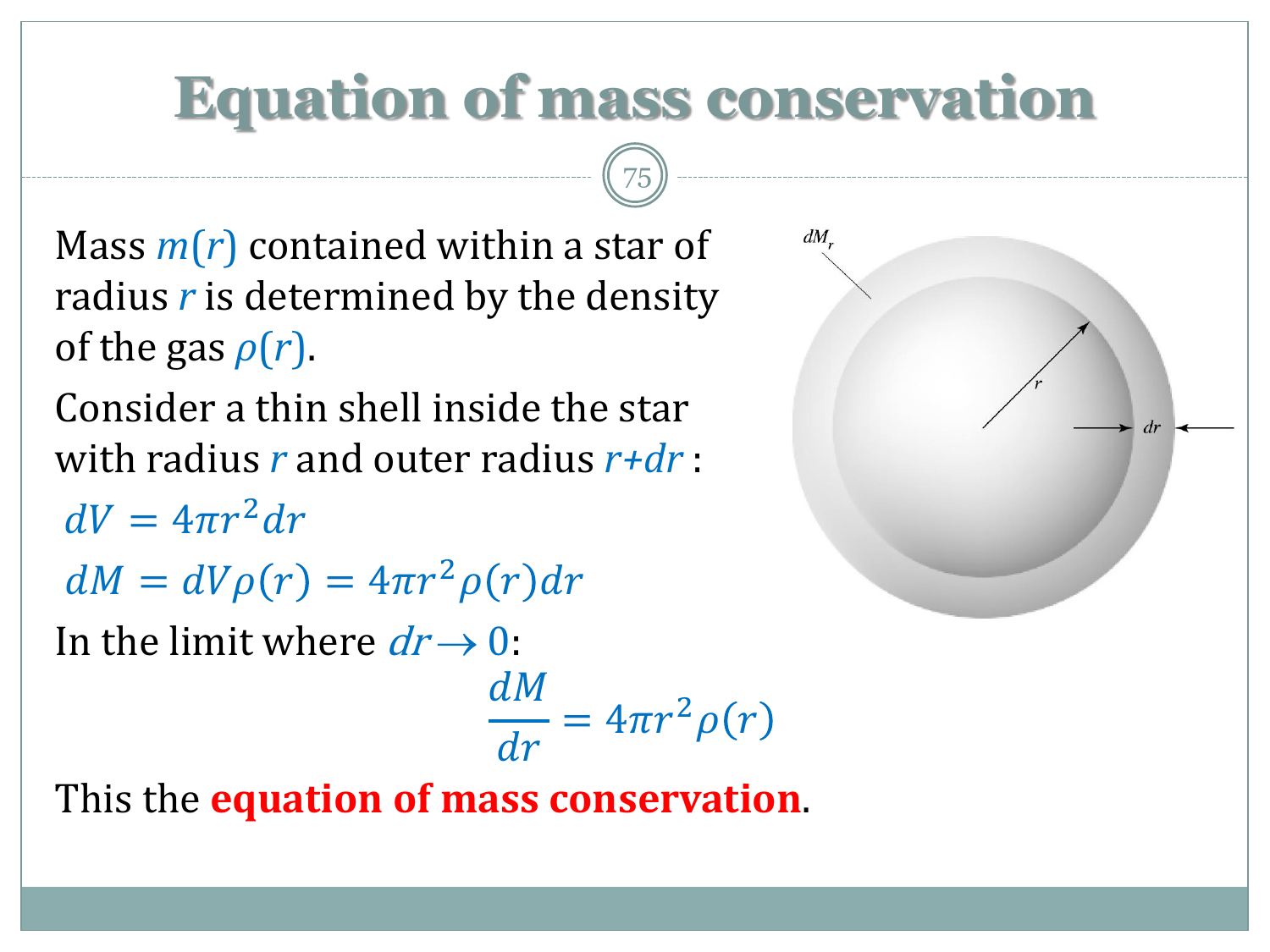# Equation of mass conservation

Mass $m(r)$ contained within a star of radius $r$ is determined by the density of the gas $\rho(r)$.

Consider a thin shell inside the star with radius $r$ and outer radius $r+dr$ :

$$dV = 4\pi r^2 dr$$

$$dM = dV\rho(r) = 4\pi r^2 \rho(r) dr$$

In the limit where $dr \to 0$:

$$\frac{dM}{dr} = 4\pi r^2 \rho(r)$$

This the **equation of mass conservation**.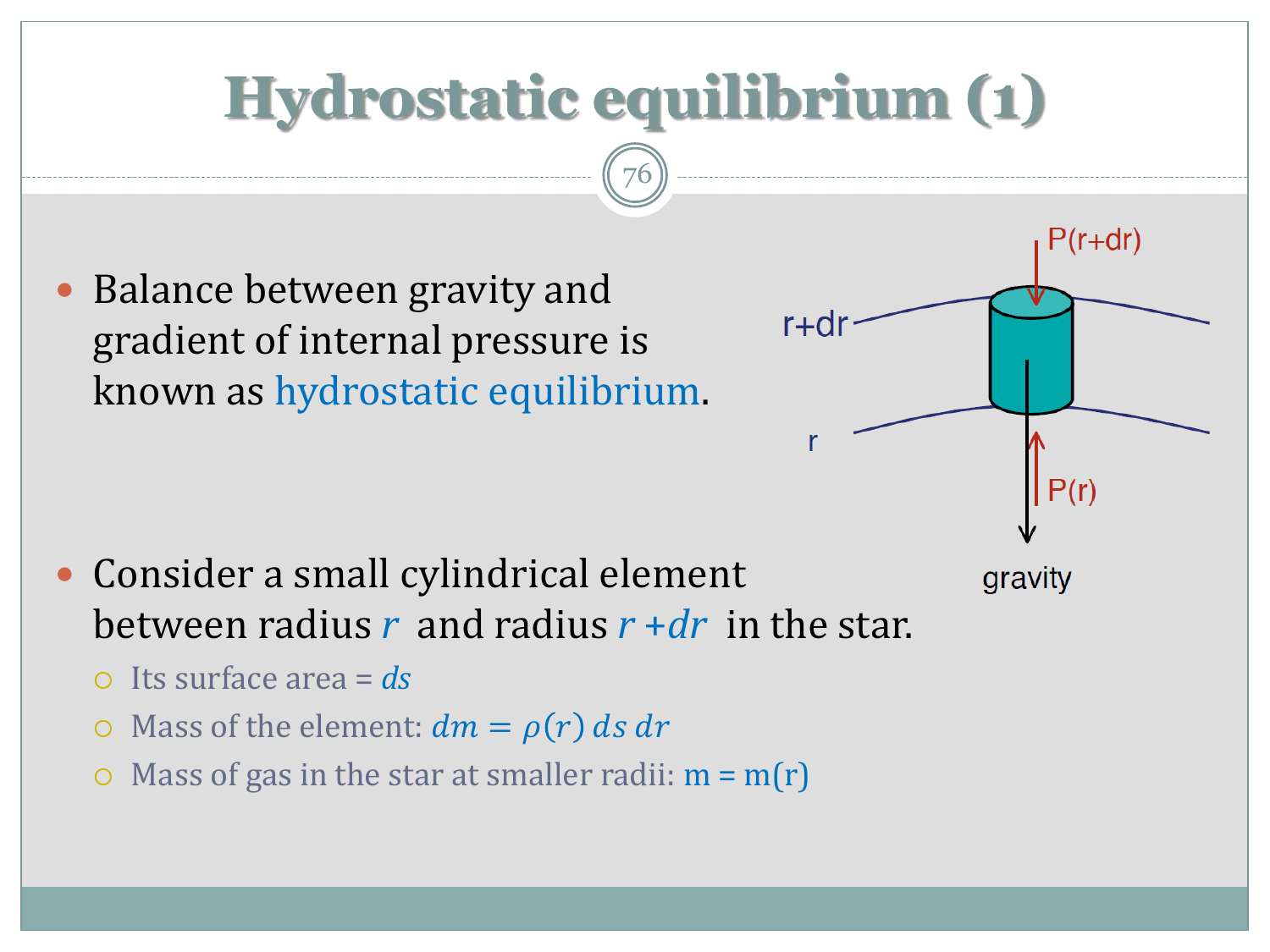# Hydrostatic equilibrium (1)

- Balance between gravity and gradient of internal pressure is known as hydrostatic equilibrium.

- Consider a small cylindrical element between radius $r$ and radius $r + dr$ in the star.
  - Its surface area = $ds$
  - Mass of the element: $dm = \rho(r)\, ds\, dr$
  - Mass of gas in the star at smaller radii: $m = m(r)$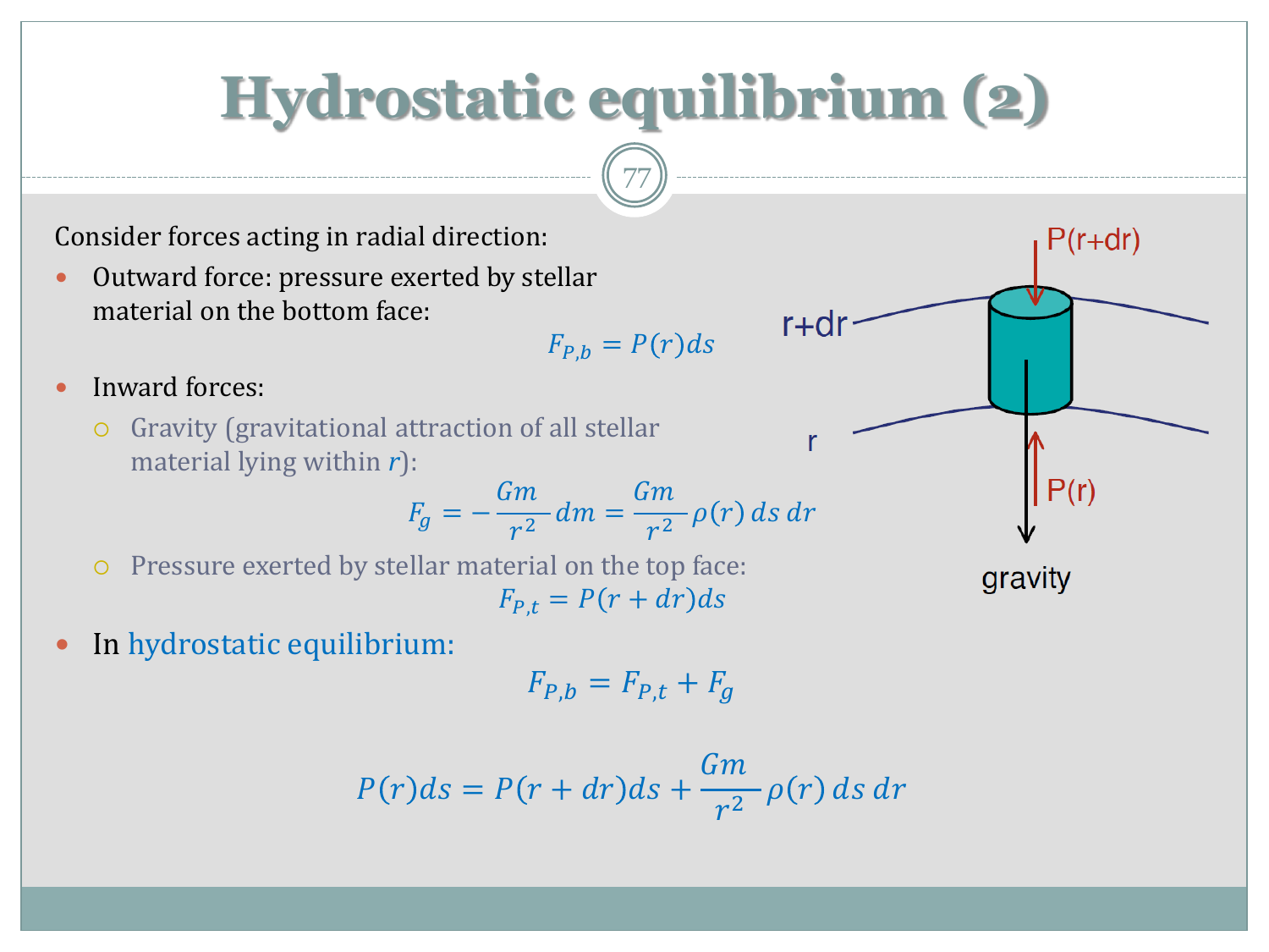# Hydrostatic equilibrium (2)

Consider forces acting in radial direction:

- Outward force: pressure exerted by stellar material on the bottom face:

$$F_{P,b} = P(r)ds$$

- Inward forces:
  - Gravity (gravitational attraction of all stellar material lying within $r$):

$$F_g = -\frac{Gm}{r^2}dm = \frac{Gm}{r^2}\rho(r)\,ds\,dr$$

  - Pressure exerted by stellar material on the top face:

$$F_{P,t} = P(r+dr)ds$$

- In hydrostatic equilibrium:

$$F_{P,b} = F_{P,t} + F_g$$

$$P(r)ds = P(r+dr)ds + \frac{Gm}{r^2}\rho(r)\,ds\,dr$$

P(r+dr)

r+dr

r

P(r)

gravity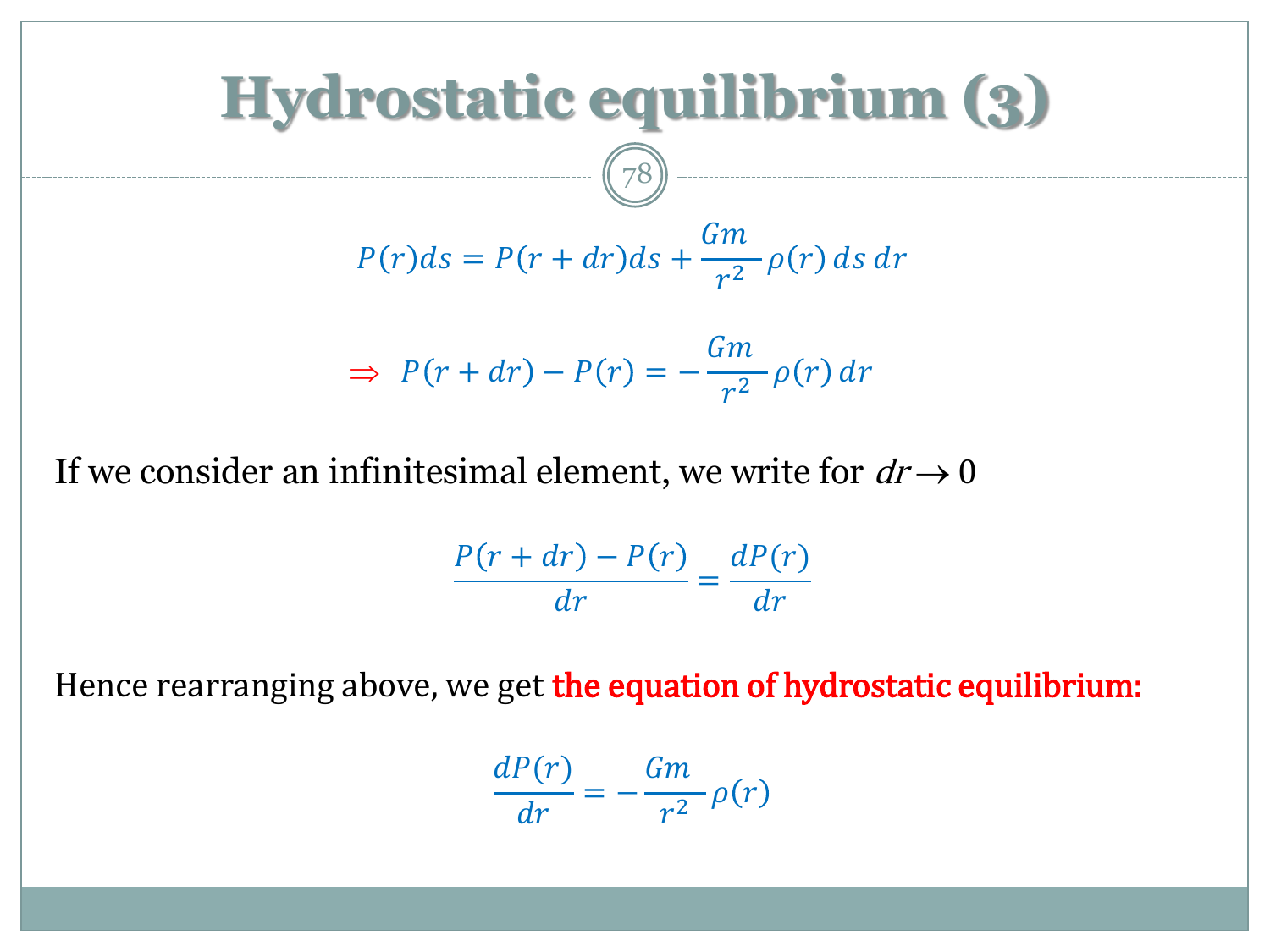# Hydrostatic equilibrium (3)

$$P(r)ds = P(r+dr)ds + \frac{Gm}{r^2}\rho(r)\,ds\,dr$$

$$\Rightarrow \;\; P(r+dr) - P(r) = -\frac{Gm}{r^2}\rho(r)\,dr$$

If we consider an infinitesimal element, we write for $dr \to 0$

$$\frac{P(r+dr) - P(r)}{dr} = \frac{dP(r)}{dr}$$

Hence rearranging above, we get **the equation of hydrostatic equilibrium:**

$$\frac{dP(r)}{dr} = -\frac{Gm}{r^2}\rho(r)$$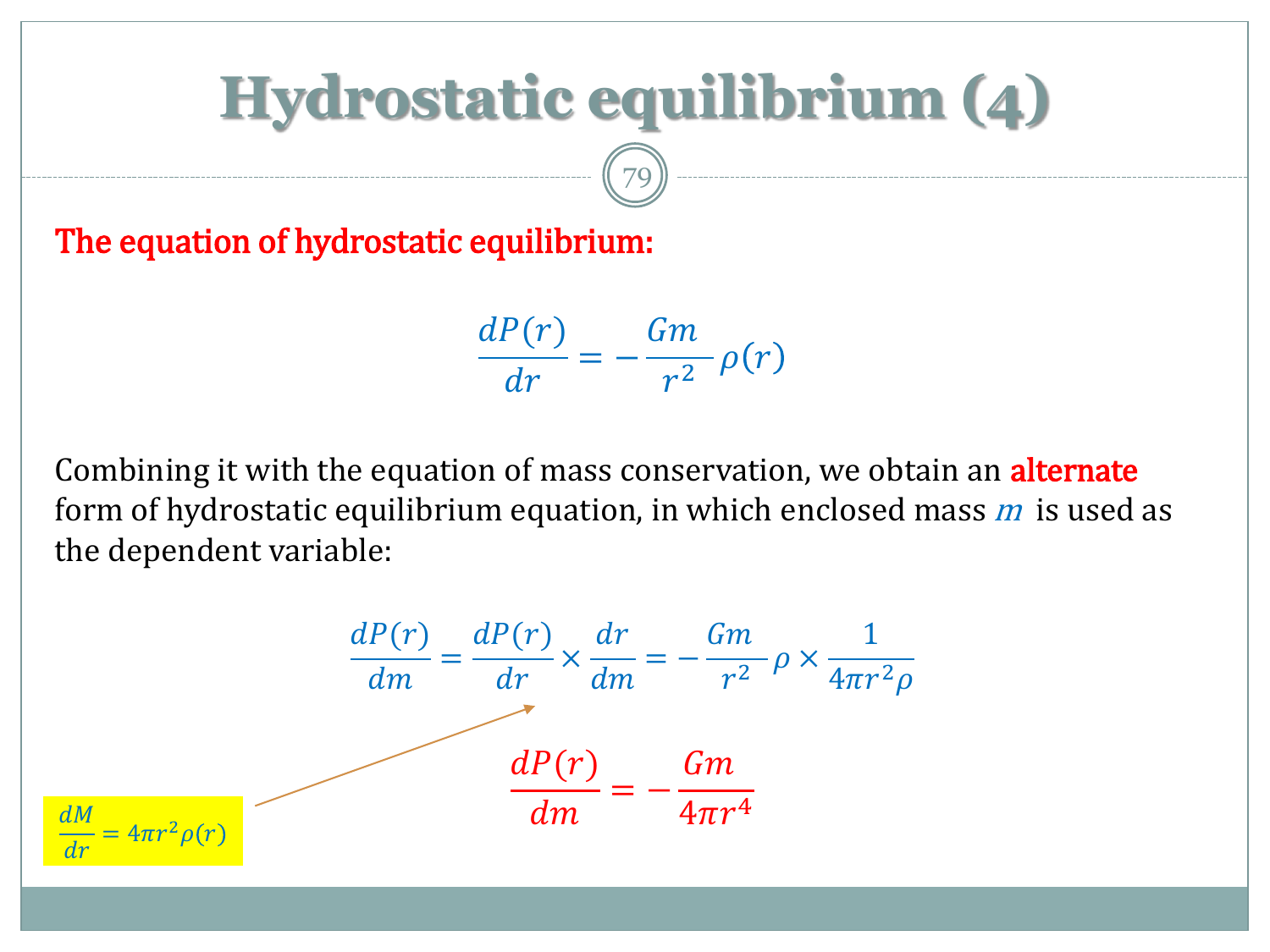# Hydrostatic equilibrium (4)

**The equation of hydrostatic equilibrium:**

$$\frac{dP(r)}{dr} = -\frac{Gm}{r^2}\rho(r)$$

Combining it with the equation of mass conservation, we obtain an **alternate** form of hydrostatic equilibrium equation, in which enclosed mass $m$ is used as the dependent variable:

$$\frac{dP(r)}{dm} = \frac{dP(r)}{dr} \times \frac{dr}{dm} = -\frac{Gm}{r^2}\rho \times \frac{1}{4\pi r^2 \rho}$$

$$\frac{dP(r)}{dm} = -\frac{Gm}{4\pi r^4}$$

$$\frac{dM}{dr} = 4\pi r^2 \rho(r)$$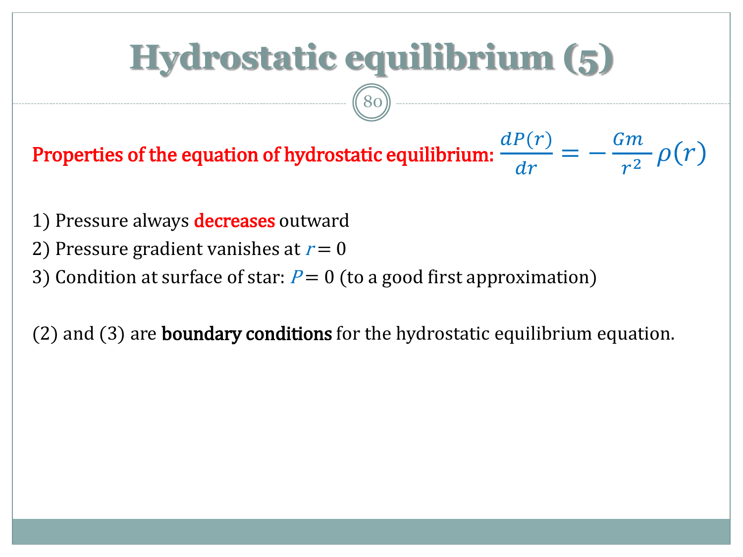# Hydrostatic equilibrium (5)

**Properties of the equation of hydrostatic equilibrium:** $\frac{dP(r)}{dr} = -\frac{Gm}{r^2}\rho(r)$

1) Pressure always **decreases** outward
2) Pressure gradient vanishes at $r = 0$
3) Condition at surface of star: $P = 0$ (to a good first approximation)

(2) and (3) are **boundary conditions** for the hydrostatic equilibrium equation.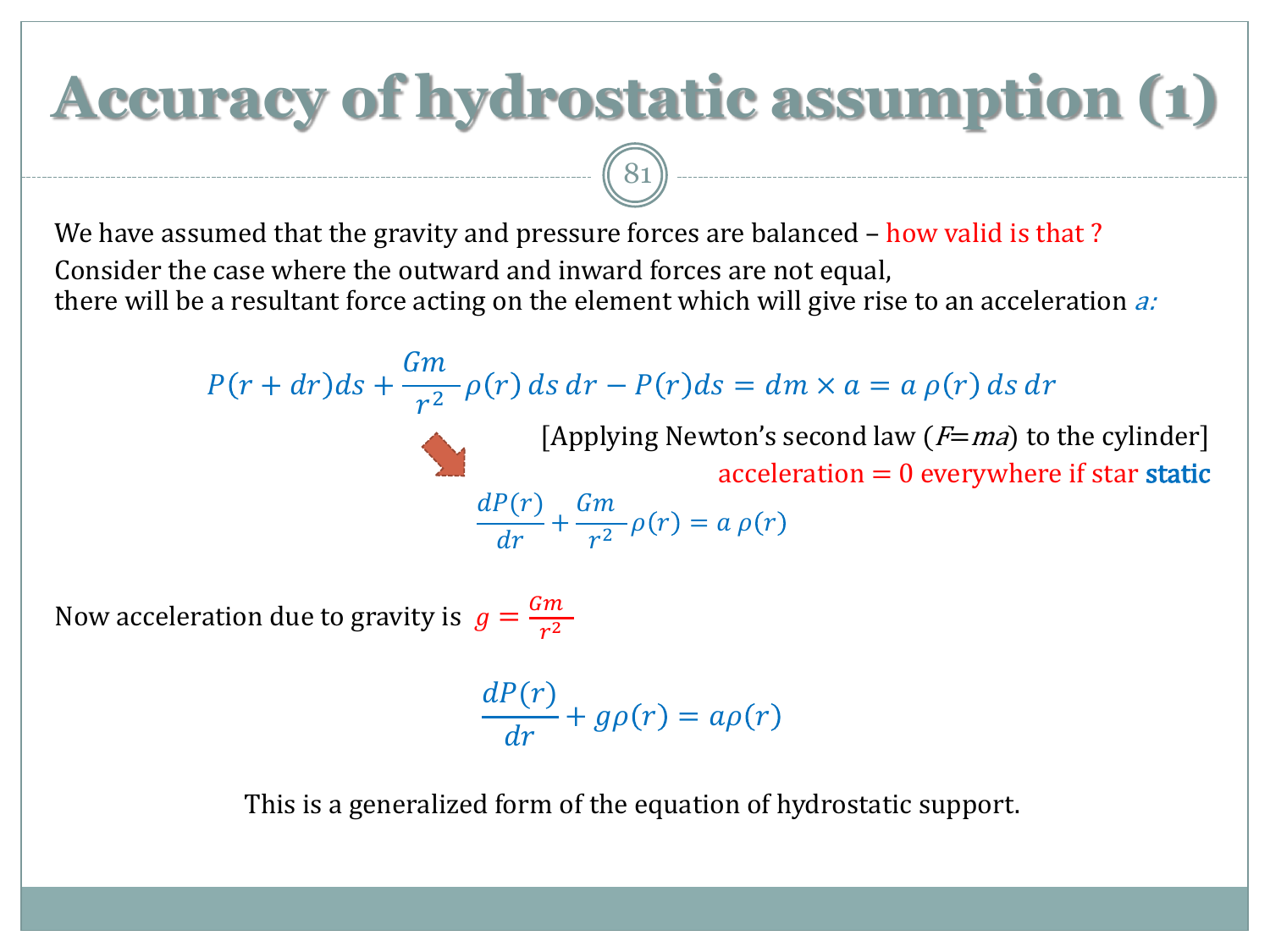# Accuracy of hydrostatic assumption (1)

We have assumed that the gravity and pressure forces are balanced – how valid is that ?

Consider the case where the outward and inward forces are not equal, there will be a resultant force acting on the element which will give rise to an acceleration $a$:

$$P(r+dr)ds + \frac{Gm}{r^2}\rho(r)\,ds\,dr - P(r)ds = dm \times a = a\,\rho(r)\,ds\,dr$$

[Applying Newton's second law ($F=ma$) to the cylinder]

acceleration = 0 everywhere if star **static**

$$\frac{dP(r)}{dr} + \frac{Gm}{r^2}\rho(r) = a\,\rho(r)$$

Now acceleration due to gravity is $g = \frac{Gm}{r^2}$

$$\frac{dP(r)}{dr} + g\rho(r) = a\rho(r)$$

This is a generalized form of the equation of hydrostatic support.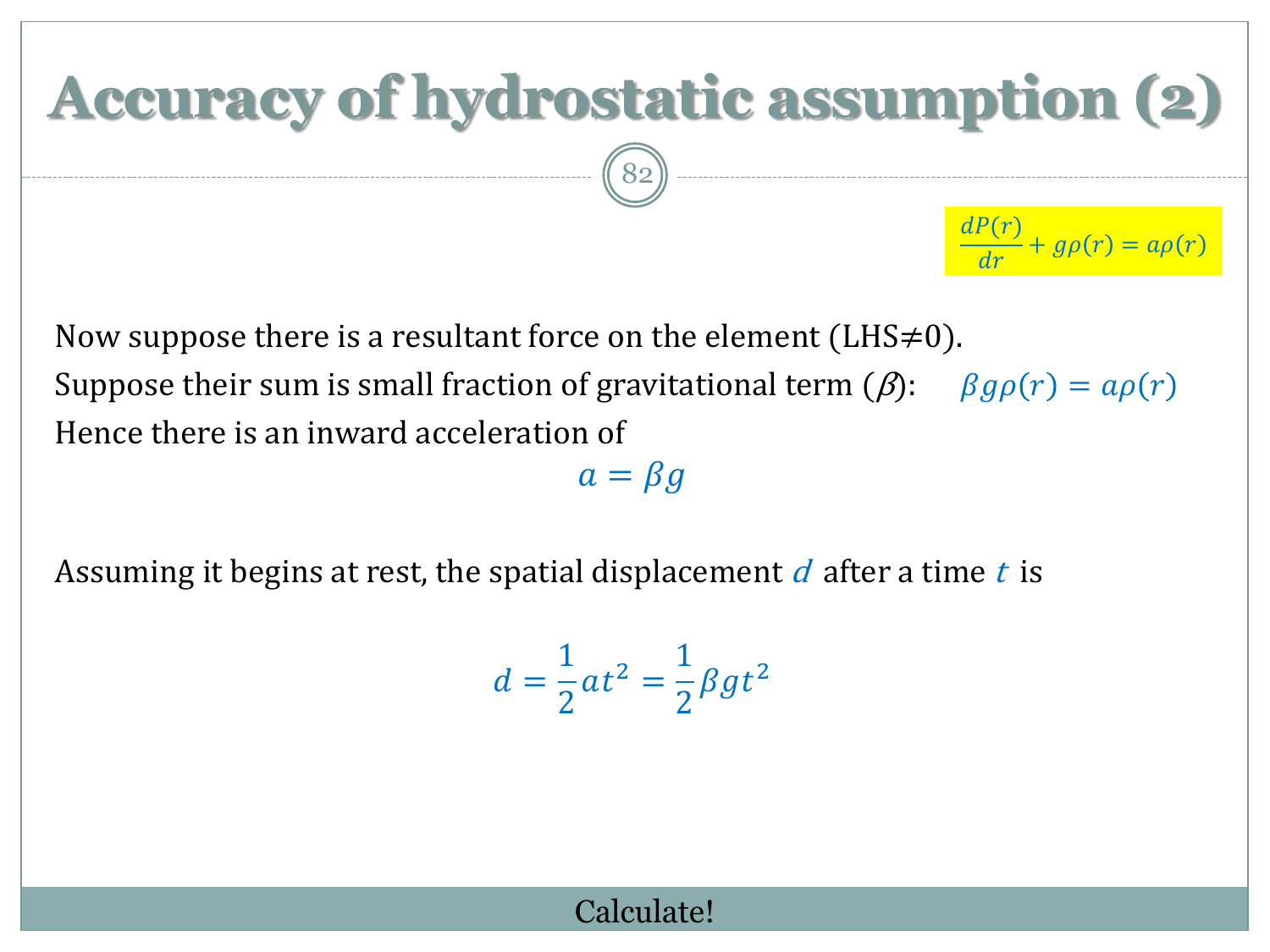# Accuracy of hydrostatic assumption (2)

$$\frac{dP(r)}{dr} + g\rho(r) = a\rho(r)$$

Now suppose there is a resultant force on the element (LHS≠0).

Suppose their sum is small fraction of gravitational term ($\beta$): $\beta g\rho(r) = a\rho(r)$

Hence there is an inward acceleration of

$$a = \beta g$$

Assuming it begins at rest, the spatial displacement $d$ after a time $t$ is

$$d = \frac{1}{2}at^2 = \frac{1}{2}\beta g t^2$$

Calculate!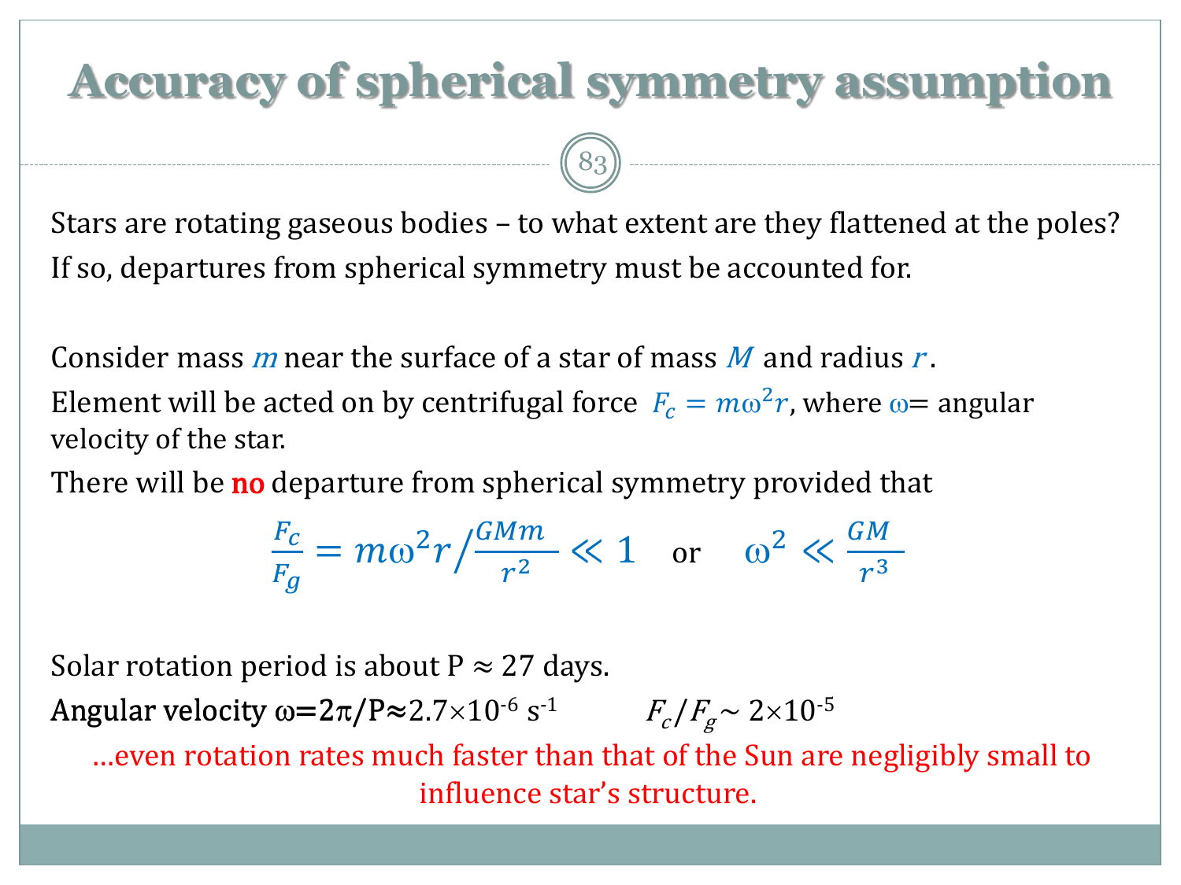# Accuracy of spherical symmetry assumption

Stars are rotating gaseous bodies – to what extent are they flattened at the poles? If so, departures from spherical symmetry must be accounted for.

Consider mass $m$ near the surface of a star of mass $M$ and radius $r$.

Element will be acted on by centrifugal force $F_c = m\omega^2 r$, where $\omega$= angular velocity of the star.

There will be **no** departure from spherical symmetry provided that

$$\frac{F_c}{F_g} = m\omega^2 r \Big/ \frac{GMm}{r^2} \ll 1 \quad \text{or} \quad \omega^2 \ll \frac{GM}{r^3}$$

Solar rotation period is about P ≈ 27 days.

Angular velocity $\omega = 2\pi/P \approx 2.7\times10^{-6}$ s$^{-1}$ $F_c/F_g \sim 2\times10^{-5}$

…even rotation rates much faster than that of the Sun are negligibly small to influence star's structure.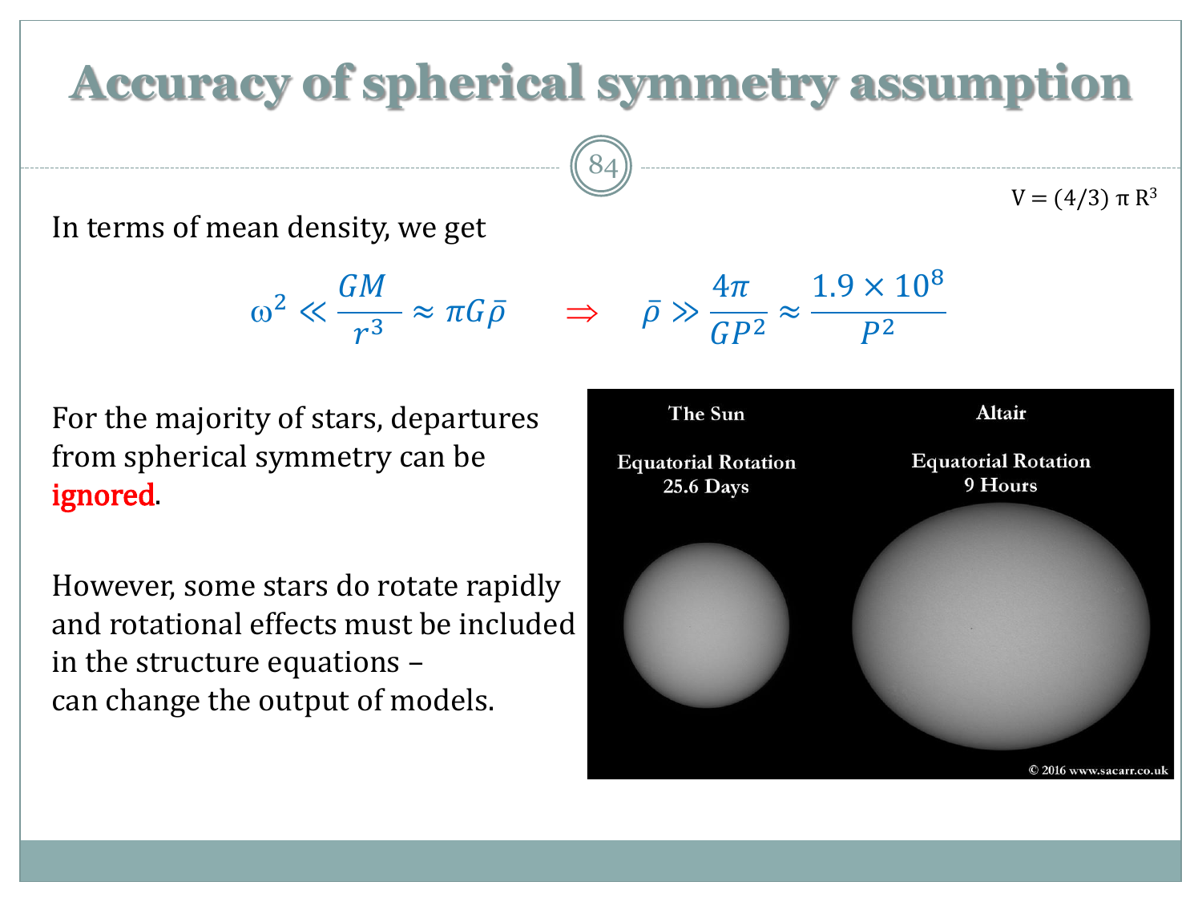# Accuracy of spherical symmetry assumption

$V = (4/3)\,\pi\,R^3$

In terms of mean density, we get

$$\omega^2 \ll \frac{GM}{r^3} \approx \pi G \bar{\rho} \quad \Rightarrow \quad \bar{\rho} \gg \frac{4\pi}{GP^2} \approx \frac{1.9 \times 10^8}{P^2}$$

For the majority of stars, departures from spherical symmetry can be **ignored**.

However, some stars do rotate rapidly and rotational effects must be included in the structure equations – can change the output of models.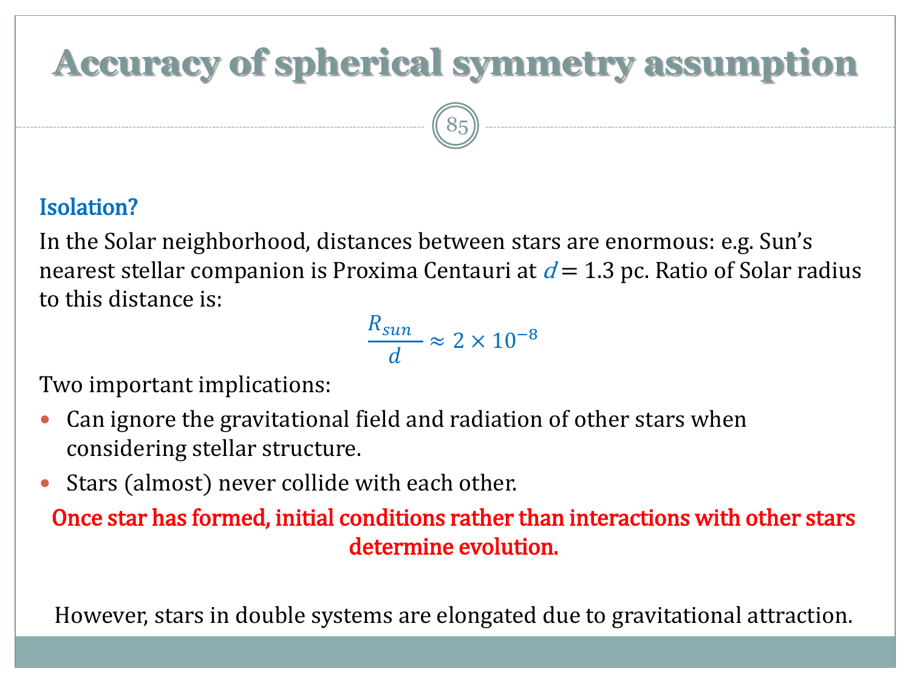# Accuracy of spherical symmetry assumption

### Isolation?

In the Solar neighborhood, distances between stars are enormous: e.g. Sun's nearest stellar companion is Proxima Centauri at $d = 1.3$ pc. Ratio of Solar radius to this distance is:

$$\frac{R_{sun}}{d} \approx 2 \times 10^{-8}$$

Two important implications:

- Can ignore the gravitational field and radiation of other stars when considering stellar structure.
- Stars (almost) never collide with each other.

**Once star has formed, initial conditions rather than interactions with other stars determine evolution.**

However, stars in double systems are elongated due to gravitational attraction.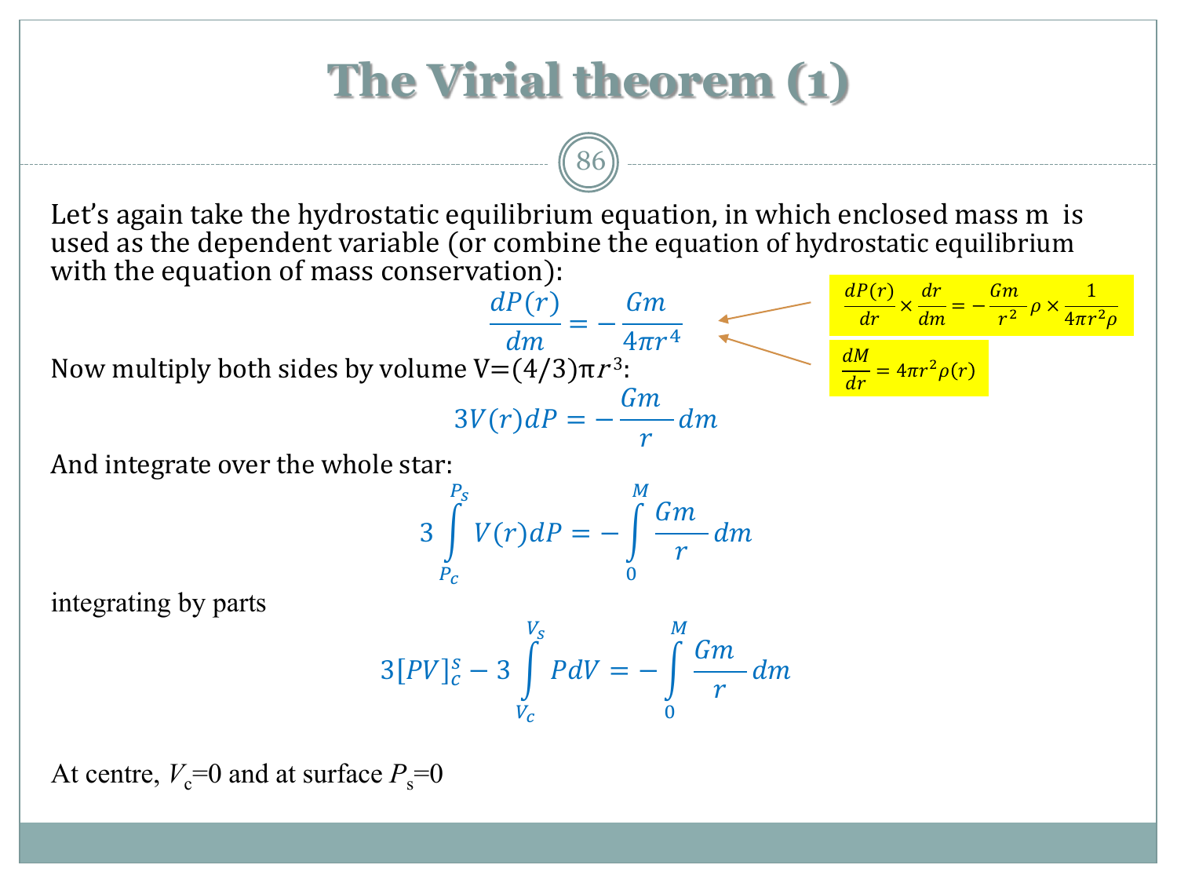# The Virial theorem (1)

Let's again take the hydrostatic equilibrium equation, in which enclosed mass m is used as the dependent variable (or combine the equation of hydrostatic equilibrium with the equation of mass conservation):

$$\frac{dP(r)}{dm} = -\frac{Gm}{4\pi r^4}$$

$$\frac{dP(r)}{dr} \times \frac{dr}{dm} = -\frac{Gm}{r^2}\rho \times \frac{1}{4\pi r^2 \rho}$$

$$\frac{dM}{dr} = 4\pi r^2 \rho(r)$$

Now multiply both sides by volume $V=(4/3)\pi r^3$:

$$3V(r)dP = -\frac{Gm}{r}dm$$

And integrate over the whole star:

$$3\int_{P_c}^{P_s} V(r)dP = -\int_0^M \frac{Gm}{r}dm$$

integrating by parts

$$3[PV]_c^s - 3\int_{V_c}^{V_s} PdV = -\int_0^M \frac{Gm}{r}dm$$

At centre, $V_c$=0 and at surface $P_s$=0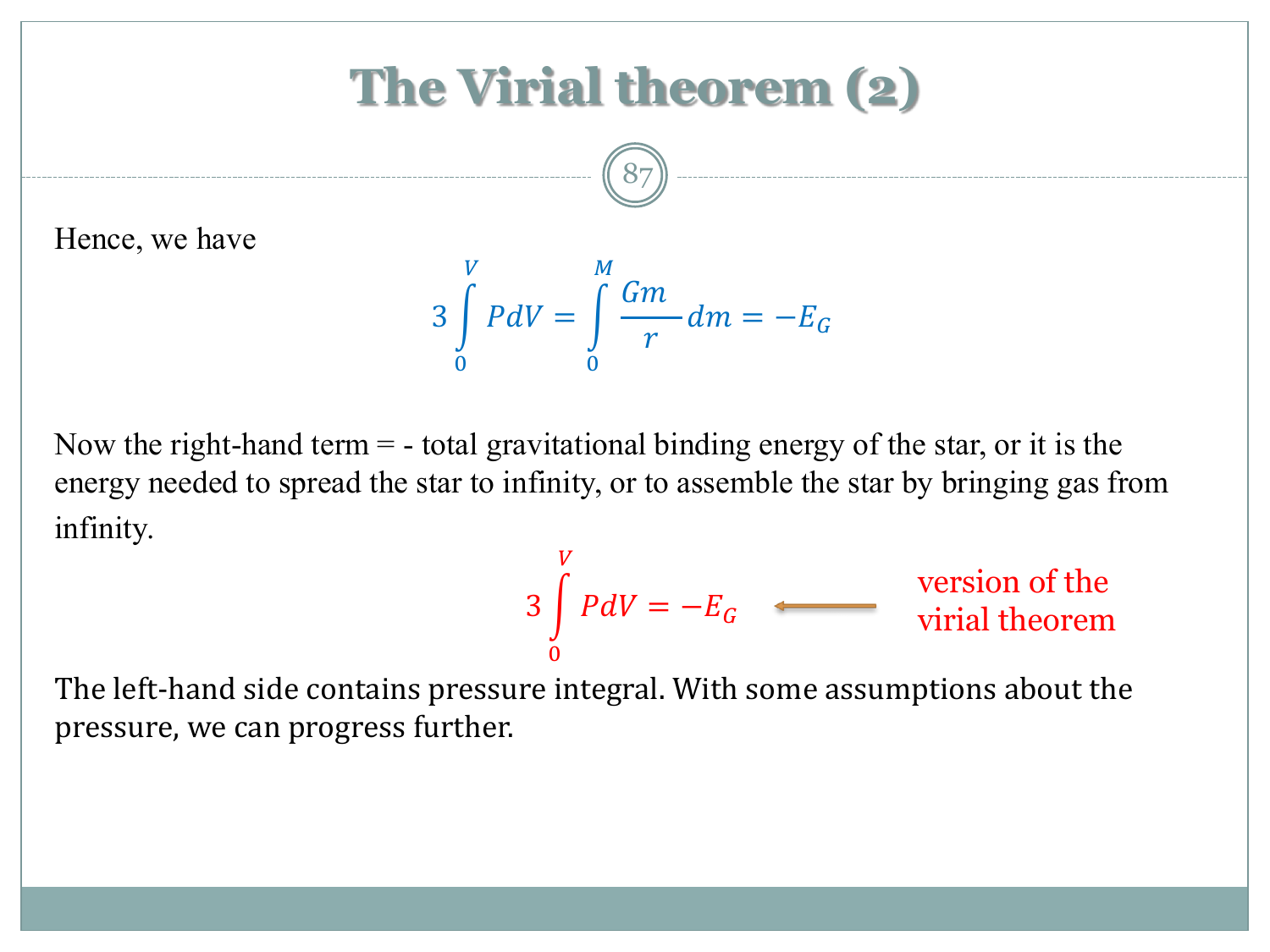# The Virial theorem (2)

Hence, we have

$$3\int_0^V P dV = \int_0^M \frac{Gm}{r} dm = -E_G$$

Now the right-hand term = - total gravitational binding energy of the star, or it is the energy needed to spread the star to infinity, or to assemble the star by bringing gas from infinity.

$$3\int_0^V P dV = -E_G$$

← version of the virial theorem

The left-hand side contains pressure integral. With some assumptions about the pressure, we can progress further.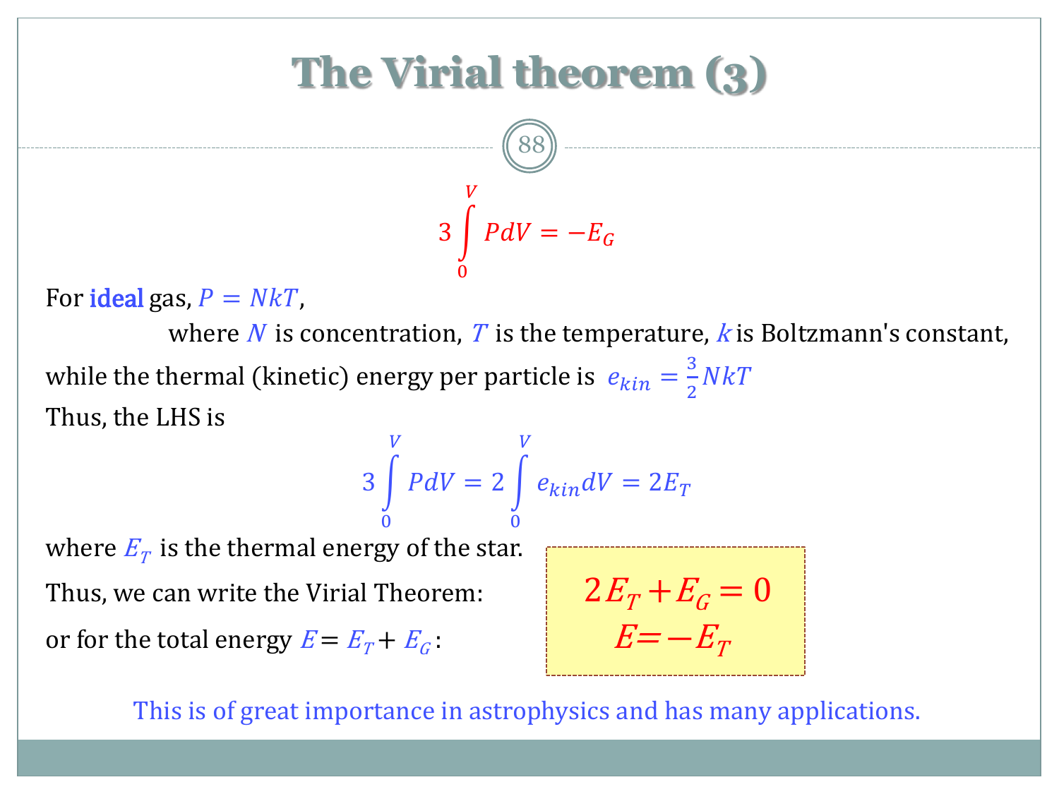# The Virial theorem (3)

$$3\int_0^V P dV = -E_G$$

For **ideal** gas, $P = NkT$,

where $N$ is concentration, $T$ is the temperature, $k$ is Boltzmann's constant,

while the thermal (kinetic) energy per particle is $e_{kin} = \frac{3}{2}NkT$

Thus, the LHS is

$$3\int_0^V P dV = 2\int_0^V e_{kin} dV = 2E_T$$

where $E_T$ is the thermal energy of the star.

Thus, we can write the Virial Theorem:

or for the total energy $E = E_T + E_G$:

$$2E_T + E_G = 0$$

$$E = -E_T$$

This is of great importance in astrophysics and has many applications.